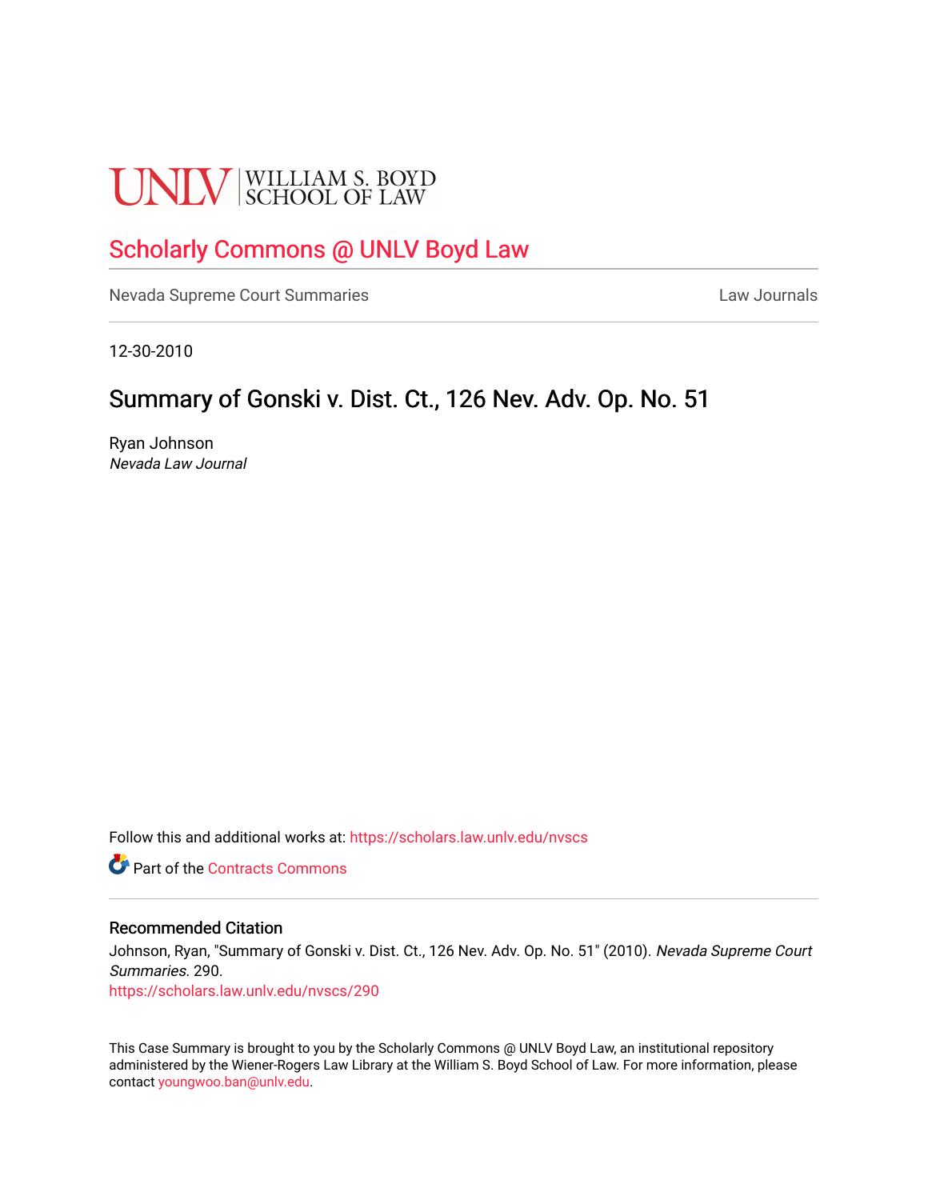UNLV | WILLIAM S. BOYD SCHOOL OF LAW

## Scholarly Commons @ UNLV Boyd Law

Nevada Supreme Court Summaries | Law Journals

12-30-2010

# Summary of Gonski v. Dist. Ct., 126 Nev. Adv. Op. No. 51

Ryan Johnson
*Nevada Law Journal*

Follow this and additional works at: https://scholars.law.unlv.edu/nvscs

Part of the Contracts Commons

### Recommended Citation

Johnson, Ryan, "Summary of Gonski v. Dist. Ct., 126 Nev. Adv. Op. No. 51" (2010). *Nevada Supreme Court Summaries*. 290.
https://scholars.law.unlv.edu/nvscs/290

This Case Summary is brought to you by the Scholarly Commons @ UNLV Boyd Law, an institutional repository administered by the Wiener-Rogers Law Library at the William S. Boyd School of Law. For more information, please contact youngwoo.ban@unlv.edu.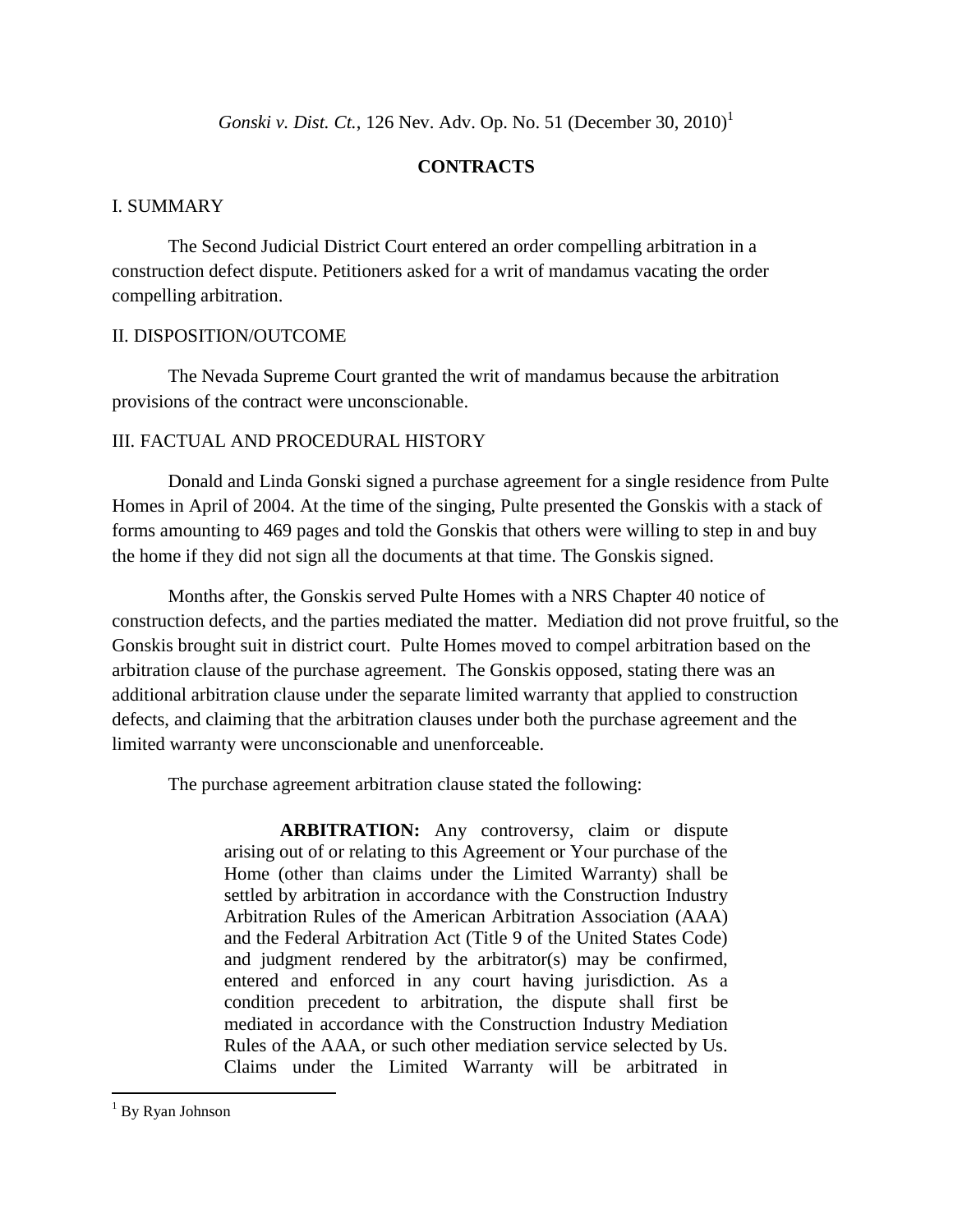*Gonski v. Dist. Ct.*, 126 Nev. Adv. Op. No. 51 (December 30, 2010)[1]

**CONTRACTS**

I. SUMMARY

The Second Judicial District Court entered an order compelling arbitration in a construction defect dispute. Petitioners asked for a writ of mandamus vacating the order compelling arbitration.

II. DISPOSITION/OUTCOME

The Nevada Supreme Court granted the writ of mandamus because the arbitration provisions of the contract were unconscionable.

III. FACTUAL AND PROCEDURAL HISTORY

Donald and Linda Gonski signed a purchase agreement for a single residence from Pulte Homes in April of 2004. At the time of the singing, Pulte presented the Gonskis with a stack of forms amounting to 469 pages and told the Gonskis that others were willing to step in and buy the home if they did not sign all the documents at that time. The Gonskis signed.

Months after, the Gonskis served Pulte Homes with a NRS Chapter 40 notice of construction defects, and the parties mediated the matter. Mediation did not prove fruitful, so the Gonskis brought suit in district court. Pulte Homes moved to compel arbitration based on the arbitration clause of the purchase agreement. The Gonskis opposed, stating there was an additional arbitration clause under the separate limited warranty that applied to construction defects, and claiming that the arbitration clauses under both the purchase agreement and the limited warranty were unconscionable and unenforceable.

The purchase agreement arbitration clause stated the following:

> **ARBITRATION:** Any controversy, claim or dispute arising out of or relating to this Agreement or Your purchase of the Home (other than claims under the Limited Warranty) shall be settled by arbitration in accordance with the Construction Industry Arbitration Rules of the American Arbitration Association (AAA) and the Federal Arbitration Act (Title 9 of the United States Code) and judgment rendered by the arbitrator(s) may be confirmed, entered and enforced in any court having jurisdiction. As a condition precedent to arbitration, the dispute shall first be mediated in accordance with the Construction Industry Mediation Rules of the AAA, or such other mediation service selected by Us. Claims under the Limited Warranty will be arbitrated in

[1] By Ryan Johnson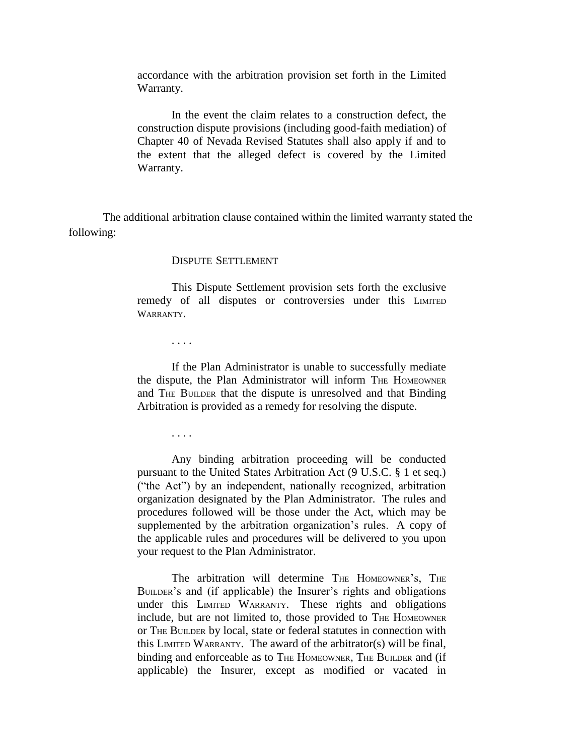> accordance with the arbitration provision set forth in the Limited Warranty.
>
> In the event the claim relates to a construction defect, the construction dispute provisions (including good-faith mediation) of Chapter 40 of Nevada Revised Statutes shall also apply if and to the extent that the alleged defect is covered by the Limited Warranty.

The additional arbitration clause contained within the limited warranty stated the following:

> DISPUTE SETTLEMENT
>
> This Dispute Settlement provision sets forth the exclusive remedy of all disputes or controversies under this LIMITED WARRANTY.
>
> . . . .
>
> If the Plan Administrator is unable to successfully mediate the dispute, the Plan Administrator will inform THE HOMEOWNER and THE BUILDER that the dispute is unresolved and that Binding Arbitration is provided as a remedy for resolving the dispute.
>
> . . . .
>
> Any binding arbitration proceeding will be conducted pursuant to the United States Arbitration Act (9 U.S.C. § 1 et seq.) ("the Act") by an independent, nationally recognized, arbitration organization designated by the Plan Administrator. The rules and procedures followed will be those under the Act, which may be supplemented by the arbitration organization's rules. A copy of the applicable rules and procedures will be delivered to you upon your request to the Plan Administrator.
>
> The arbitration will determine THE HOMEOWNER's, THE BUILDER's and (if applicable) the Insurer's rights and obligations under this LIMITED WARRANTY. These rights and obligations include, but are not limited to, those provided to THE HOMEOWNER or THE BUILDER by local, state or federal statutes in connection with this LIMITED WARRANTY. The award of the arbitrator(s) will be final, binding and enforceable as to THE HOMEOWNER, THE BUILDER and (if applicable) the Insurer, except as modified or vacated in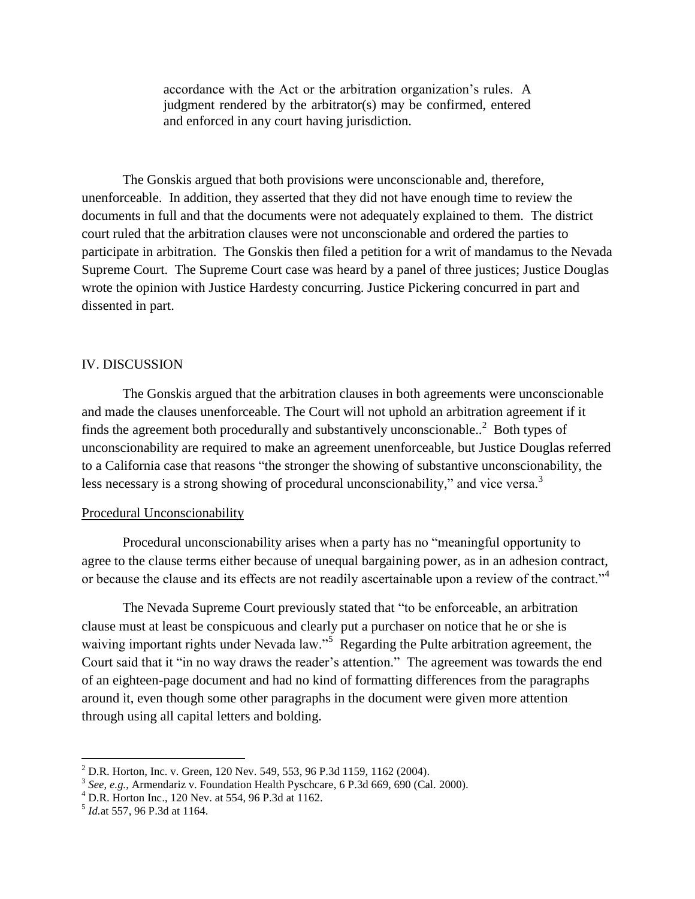> accordance with the Act or the arbitration organization's rules. A judgment rendered by the arbitrator(s) may be confirmed, entered and enforced in any court having jurisdiction.

The Gonskis argued that both provisions were unconscionable and, therefore, unenforceable. In addition, they asserted that they did not have enough time to review the documents in full and that the documents were not adequately explained to them. The district court ruled that the arbitration clauses were not unconscionable and ordered the parties to participate in arbitration. The Gonskis then filed a petition for a writ of mandamus to the Nevada Supreme Court. The Supreme Court case was heard by a panel of three justices; Justice Douglas wrote the opinion with Justice Hardesty concurring. Justice Pickering concurred in part and dissented in part.

## IV. DISCUSSION

The Gonskis argued that the arbitration clauses in both agreements were unconscionable and made the clauses unenforceable. The Court will not uphold an arbitration agreement if it finds the agreement both procedurally and substantively unconscionable..[2] Both types of unconscionability are required to make an agreement unenforceable, but Justice Douglas referred to a California case that reasons "the stronger the showing of substantive unconscionability, the less necessary is a strong showing of procedural unconscionability," and vice versa.[3]

### Procedural Unconscionability

Procedural unconscionability arises when a party has no "meaningful opportunity to agree to the clause terms either because of unequal bargaining power, as in an adhesion contract, or because the clause and its effects are not readily ascertainable upon a review of the contract."[4]

The Nevada Supreme Court previously stated that "to be enforceable, an arbitration clause must at least be conspicuous and clearly put a purchaser on notice that he or she is waiving important rights under Nevada law."[5] Regarding the Pulte arbitration agreement, the Court said that it "in no way draws the reader's attention." The agreement was towards the end of an eighteen-page document and had no kind of formatting differences from the paragraphs around it, even though some other paragraphs in the document were given more attention through using all capital letters and bolding.

---

[2] D.R. Horton, Inc. v. Green, 120 Nev. 549, 553, 96 P.3d 1159, 1162 (2004).

[3] *See, e.g.*, Armendariz v. Foundation Health Pyschcare, 6 P.3d 669, 690 (Cal. 2000).

[4] D.R. Horton Inc., 120 Nev. at 554, 96 P.3d at 1162.

[5] *Id.*at 557, 96 P.3d at 1164.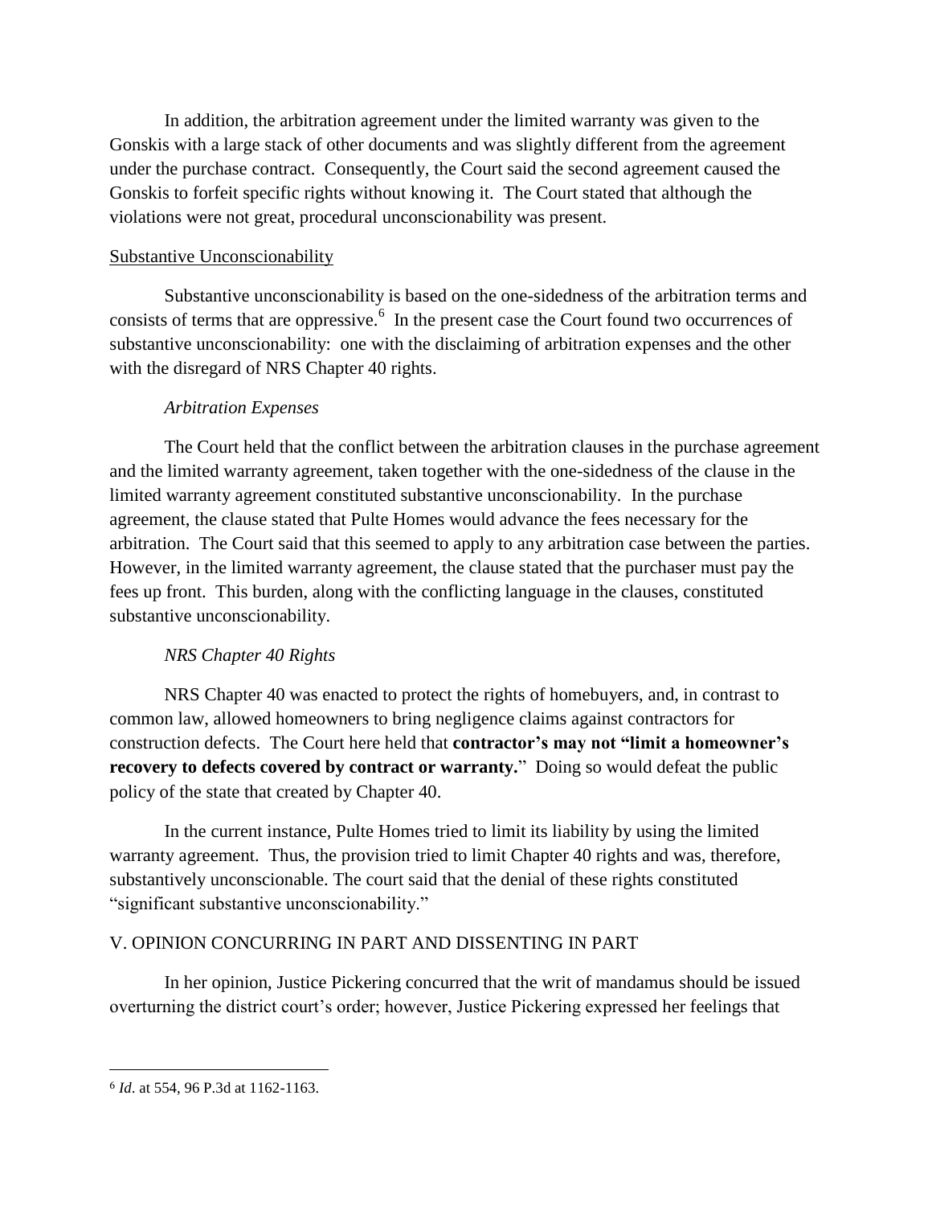In addition, the arbitration agreement under the limited warranty was given to the Gonskis with a large stack of other documents and was slightly different from the agreement under the purchase contract. Consequently, the Court said the second agreement caused the Gonskis to forfeit specific rights without knowing it. The Court stated that although the violations were not great, procedural unconscionability was present.

Substantive Unconscionability

Substantive unconscionability is based on the one-sidedness of the arbitration terms and consists of terms that are oppressive.[6] In the present case the Court found two occurrences of substantive unconscionability: one with the disclaiming of arbitration expenses and the other with the disregard of NRS Chapter 40 rights.

*Arbitration Expenses*

The Court held that the conflict between the arbitration clauses in the purchase agreement and the limited warranty agreement, taken together with the one-sidedness of the clause in the limited warranty agreement constituted substantive unconscionability. In the purchase agreement, the clause stated that Pulte Homes would advance the fees necessary for the arbitration. The Court said that this seemed to apply to any arbitration case between the parties. However, in the limited warranty agreement, the clause stated that the purchaser must pay the fees up front. This burden, along with the conflicting language in the clauses, constituted substantive unconscionability.

*NRS Chapter 40 Rights*

NRS Chapter 40 was enacted to protect the rights of homebuyers, and, in contrast to common law, allowed homeowners to bring negligence claims against contractors for construction defects. The Court here held that **contractor's may not "limit a homeowner's recovery to defects covered by contract or warranty.**" Doing so would defeat the public policy of the state that created by Chapter 40.

In the current instance, Pulte Homes tried to limit its liability by using the limited warranty agreement. Thus, the provision tried to limit Chapter 40 rights and was, therefore, substantively unconscionable. The court said that the denial of these rights constituted "significant substantive unconscionability."

V. OPINION CONCURRING IN PART AND DISSENTING IN PART

In her opinion, Justice Pickering concurred that the writ of mandamus should be issued overturning the district court's order; however, Justice Pickering expressed her feelings that

---

[6] *Id*. at 554, 96 P.3d at 1162-1163.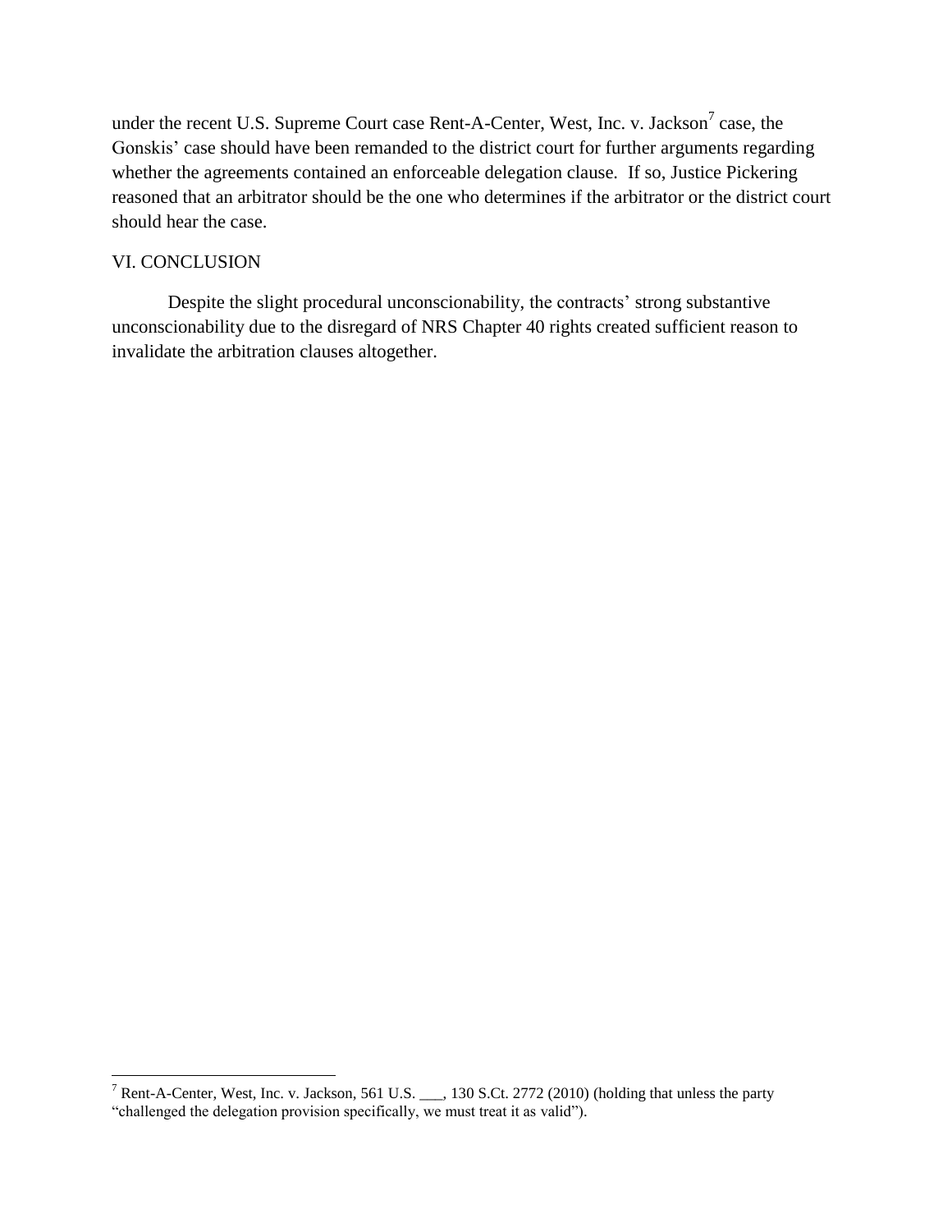under the recent U.S. Supreme Court case Rent-A-Center, West, Inc. v. Jackson[7] case, the Gonskis' case should have been remanded to the district court for further arguments regarding whether the agreements contained an enforceable delegation clause. If so, Justice Pickering reasoned that an arbitrator should be the one who determines if the arbitrator or the district court should hear the case.

## VI. CONCLUSION

Despite the slight procedural unconscionability, the contracts' strong substantive unconscionability due to the disregard of NRS Chapter 40 rights created sufficient reason to invalidate the arbitration clauses altogether.

---

[7] Rent-A-Center, West, Inc. v. Jackson, 561 U.S. ___, 130 S.Ct. 2772 (2010) (holding that unless the party "challenged the delegation provision specifically, we must treat it as valid").